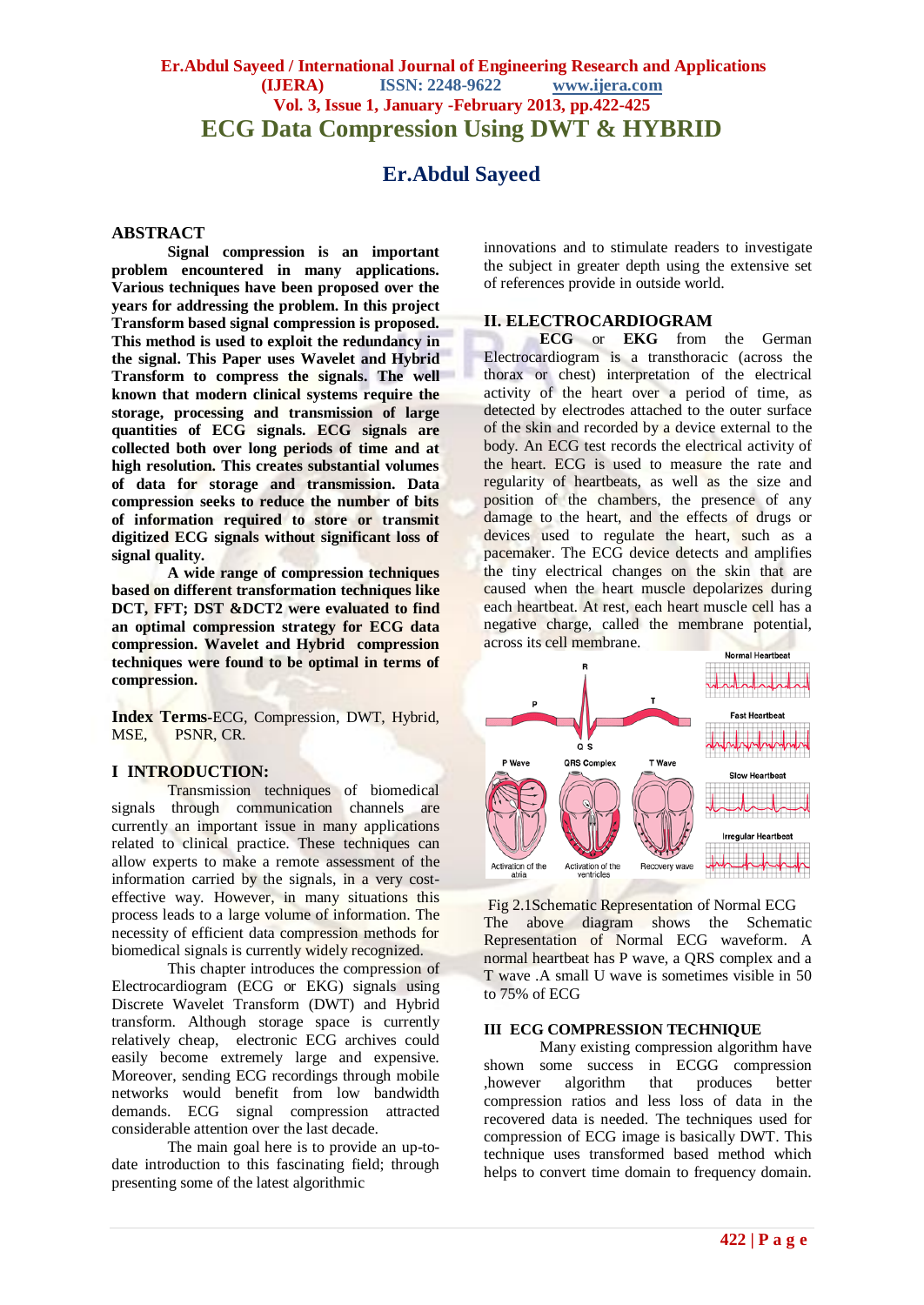# ECG Data Compression Using DWT & HYBRID

## Er.Abdul Sayeed

### ABSTRACT

**Signal compression is an important problem encountered in many applications. Various techniques have been proposed over the years for addressing the problem. In this project Transform based signal compression is proposed. This method is used to exploit the redundancy in the signal. This Paper uses Wavelet and Hybrid Transform to compress the signals. The well known that modern clinical systems require the storage, processing and transmission of large quantities of ECG signals. ECG signals are collected both over long periods of time and at high resolution. This creates substantial volumes of data for storage and transmission. Data compression seeks to reduce the number of bits of information required to store or transmit digitized ECG signals without significant loss of signal quality.**

**A wide range of compression techniques based on different transformation techniques like DCT, FFT; DST &DCT2 were evaluated to find an optimal compression strategy for ECG data compression. Wavelet and Hybrid compression techniques were found to be optimal in terms of compression.**

**Index Terms**-ECG, Compression, DWT, Hybrid, MSE, PSNR, CR.

### I INTRODUCTION:

Transmission techniques of biomedical signals through communication channels are currently an important issue in many applications related to clinical practice. These techniques can allow experts to make a remote assessment of the information carried by the signals, in a very cost-effective way. However, in many situations this process leads to a large volume of information. The necessity of efficient data compression methods for biomedical signals is currently widely recognized.

This chapter introduces the compression of Electrocardiogram (ECG or EKG) signals using Discrete Wavelet Transform (DWT) and Hybrid transform. Although storage space is currently relatively cheap, electronic ECG archives could easily become extremely large and expensive. Moreover, sending ECG recordings through mobile networks would benefit from low bandwidth demands. ECG signal compression attracted considerable attention over the last decade.

The main goal here is to provide an up-to-date introduction to this fascinating field; through presenting some of the latest algorithmic innovations and to stimulate readers to investigate the subject in greater depth using the extensive set of references provide in outside world.

### II. ELECTROCARDIOGRAM

**ECG** or **EKG** from the German Electrocardiogram is a transthoracic (across the thorax or chest) interpretation of the electrical activity of the heart over a period of time, as detected by electrodes attached to the outer surface of the skin and recorded by a device external to the body. An ECG test records the electrical activity of the heart. ECG is used to measure the rate and regularity of heartbeats, as well as the size and position of the chambers, the presence of any damage to the heart, and the effects of drugs or devices used to regulate the heart, such as a pacemaker. The ECG device detects and amplifies the tiny electrical changes on the skin that are caused when the heart muscle depolarizes during each heartbeat. At rest, each heart muscle cell has a negative charge, called the membrane potential, across its cell membrane.

Fig 2.1Schematic Representation of Normal ECG

The above diagram shows the Schematic Representation of Normal ECG waveform. A normal heartbeat has P wave, a QRS complex and a T wave .A small U wave is sometimes visible in 50 to 75% of ECG

### III ECG COMPRESSION TECHNIQUE

Many existing compression algorithm have shown some success in ECGG compression ,however algorithm that produces better compression ratios and less loss of data in the recovered data is needed. The techniques used for compression of ECG image is basically DWT. This technique uses transformed based method which helps to convert time domain to frequency domain.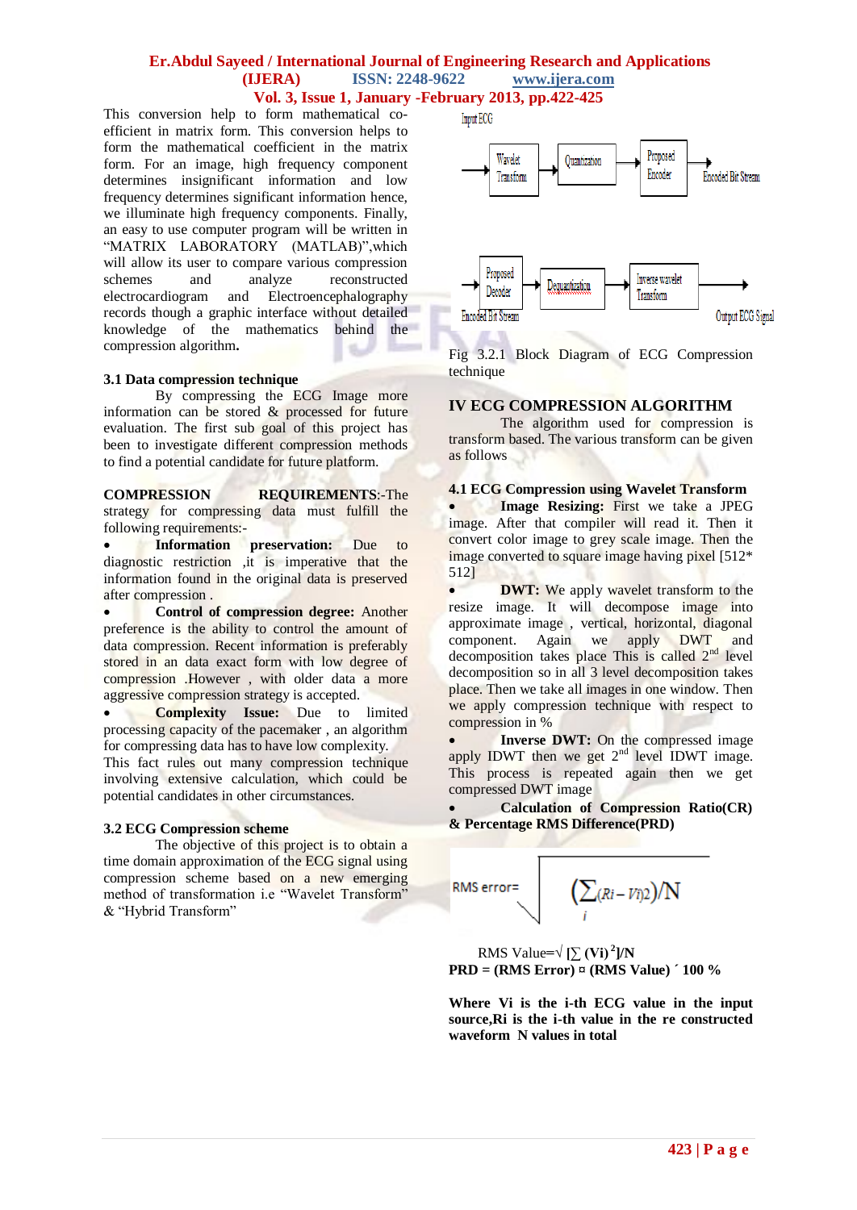This conversion help to form mathematical co-efficient in matrix form. This conversion helps to form the mathematical coefficient in the matrix form. For an image, high frequency component determines insignificant information and low frequency determines significant information hence, we illuminate high frequency components. Finally, an easy to use computer program will be written in "MATRIX LABORATORY (MATLAB)",which will allow its user to compare various compression schemes and analyze reconstructed electrocardiogram and Electroencephalography records though a graphic interface without detailed knowledge of the mathematics behind the compression algorithm**.**

### 3.1 Data compression technique

By compressing the ECG Image more information can be stored & processed for future evaluation. The first sub goal of this project has been to investigate different compression methods to find a potential candidate for future platform.

**COMPRESSION REQUIREMENTS**:-The strategy for compressing data must fulfill the following requirements:-

- **Information preservation:** Due to diagnostic restriction ,it is imperative that the information found in the original data is preserved after compression .
- **Control of compression degree:** Another preference is the ability to control the amount of data compression. Recent information is preferably stored in an data exact form with low degree of compression .However , with older data a more aggressive compression strategy is accepted.
- **Complexity Issue:** Due to limited processing capacity of the pacemaker , an algorithm for compressing data has to have low complexity.

This fact rules out many compression technique involving extensive calculation, which could be potential candidates in other circumstances.

### 3.2 ECG Compression scheme

The objective of this project is to obtain a time domain approximation of the ECG signal using compression scheme based on a new emerging method of transformation i.e "Wavelet Transform" & "Hybrid Transform"

Input ECG → Wavelet Transform → Quantization → Proposed Encoder → Encoded Bit Stream

Encoded Bit Stream → Proposed Decoder → Dequantization → Inverse wavelet Transform → Output ECG Signal

Fig 3.2.1 Block Diagram of ECG Compression technique

## IV ECG COMPRESSION ALGORITHM

The algorithm used for compression is transform based. The various transform can be given as follows

### 4.1 ECG Compression using Wavelet Transform

- **Image Resizing:** First we take a JPEG image. After that compiler will read it. Then it convert color image to grey scale image. Then the image converted to square image having pixel [512* 512]
- **DWT:** We apply wavelet transform to the resize image. It will decompose image into approximate image , vertical, horizontal, diagonal component. Again we apply DWT and decomposition takes place This is called $2^{nd}$ level decomposition so in all 3 level decomposition takes place. Then we take all images in one window. Then we apply compression technique with respect to compression in %
- **Inverse DWT:** On the compressed image apply IDWT then we get $2^{nd}$ level IDWT image. This process is repeated again then we get compressed DWT image
- **Calculation of Compression Ratio(CR) & Percentage RMS Difference(PRD)**

$$\text{RMS error} = \sqrt{\left(\sum_i (R_i - V_i)^2\right)/N}$$

RMS Value=√ [∑ (Vi) $^2$]/N

**PRD = (RMS Error) ¤ (RMS Value) ´ 100 %**

**Where Vi is the i-th ECG value in the input source,Ri is the i-th value in the re constructed waveform N values in total**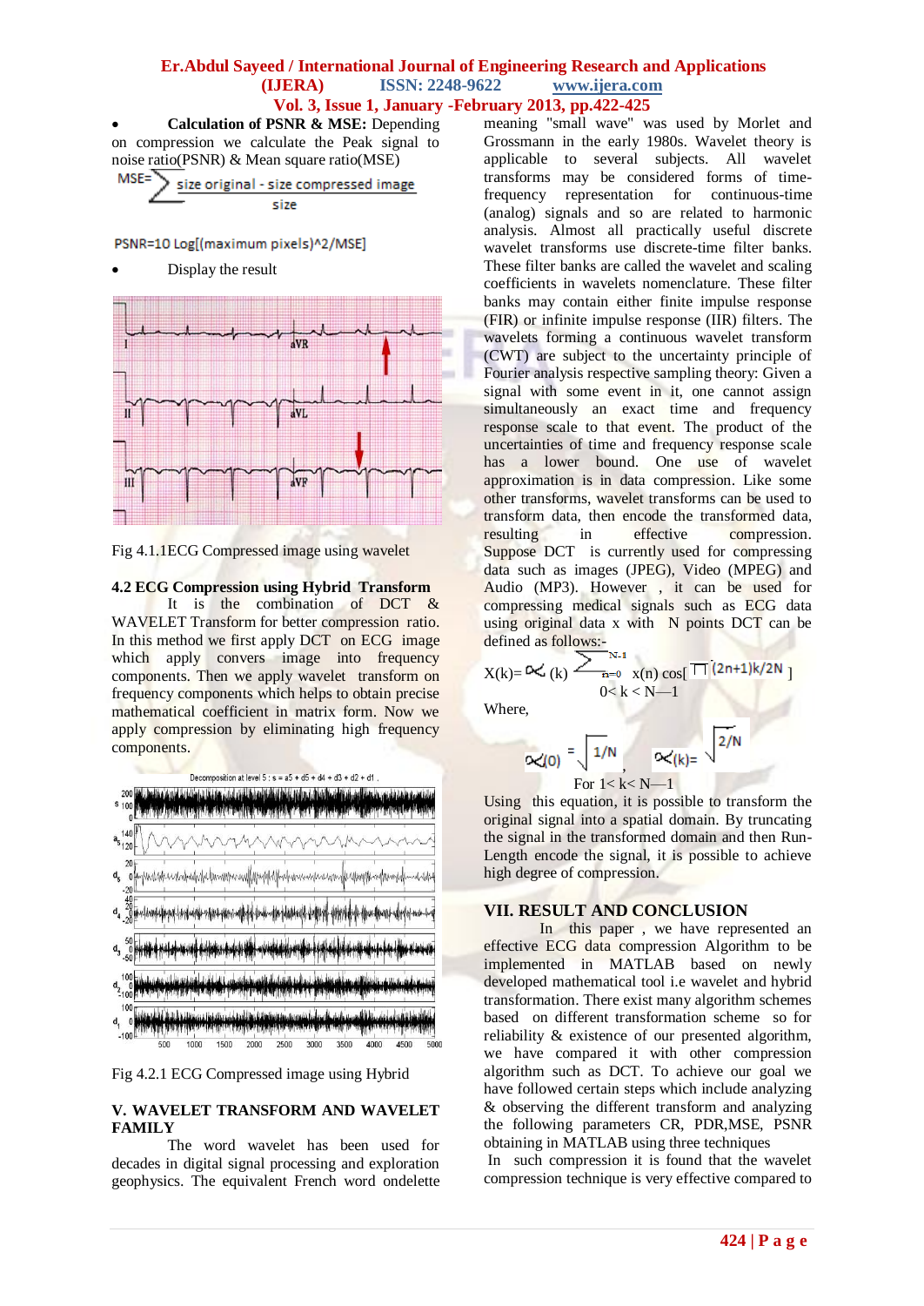- **Calculation of PSNR & MSE:** Depending on compression we calculate the Peak signal to noise ratio(PSNR) & Mean square ratio(MSE)

$$MSE = \sum \frac{\text{size original - size compressed image}}{\text{size}}$$

PSNR=10 Log[(maximum pixels)^2/MSE]

- Display the result

Fig 4.1.1ECG Compressed image using wavelet

### 4.2 ECG Compression using Hybrid Transform

It is the combination of DCT & WAVELET Transform for better compression ratio. In this method we first apply DCT on ECG image which apply convers image into frequency components. Then we apply wavelet transform on frequency components which helps to obtain precise mathematical coefficient in matrix form. Now we apply compression by eliminating high frequency components.

Fig 4.2.1 ECG Compressed image using Hybrid

## V. WAVELET TRANSFORM AND WAVELET FAMILY

The word wavelet has been used for decades in digital signal processing and exploration geophysics. The equivalent French word ondelette meaning "small wave" was used by Morlet and Grossmann in the early 1980s. Wavelet theory is applicable to several subjects. All wavelet transforms may be considered forms of time-frequency representation for continuous-time (analog) signals and so are related to harmonic analysis. Almost all practically useful discrete wavelet transforms use discrete-time filter banks. These filter banks are called the wavelet and scaling coefficients in wavelets nomenclature. These filter banks may contain either finite impulse response (FIR) or infinite impulse response (IIR) filters. The wavelets forming a continuous wavelet transform (CWT) are subject to the uncertainty principle of Fourier analysis respective sampling theory: Given a signal with some event in it, one cannot assign simultaneously an exact time and frequency response scale to that event. The product of the uncertainties of time and frequency response scale has a lower bound. One use of wavelet approximation is in data compression. Like some other transforms, wavelet transforms can be used to transform data, then encode the transformed data, resulting in effective compression. Suppose DCT is currently used for compressing data such as images (JPEG), Video (MPEG) and Audio (MP3). However , it can be used for compressing medical signals such as ECG data using original data x with N points DCT can be defined as follows:-

$$X(k) = \alpha(k) \sum_{n=0}^{N-1} x(n) \cos\left[\frac{\pi(2n+1)k}{2N}\right]$$

$0 < k < N-1$

Where,

$$\alpha(0) = \sqrt{1/N}, \quad \alpha(k) = \sqrt{2/N}$$

For $1 < k < N-1$

Using this equation, it is possible to transform the original signal into a spatial domain. By truncating the signal in the transformed domain and then Run-Length encode the signal, it is possible to achieve high degree of compression.

## VII. RESULT AND CONCLUSION

In this paper , we have represented an effective ECG data compression Algorithm to be implemented in MATLAB based on newly developed mathematical tool i.e wavelet and hybrid transformation. There exist many algorithm schemes based on different transformation scheme so for reliability & existence of our presented algorithm, we have compared it with other compression algorithm such as DCT. To achieve our goal we have followed certain steps which include analyzing & observing the different transform and analyzing the following parameters CR, PDR,MSE, PSNR obtaining in MATLAB using three techniques

In such compression it is found that the wavelet compression technique is very effective compared to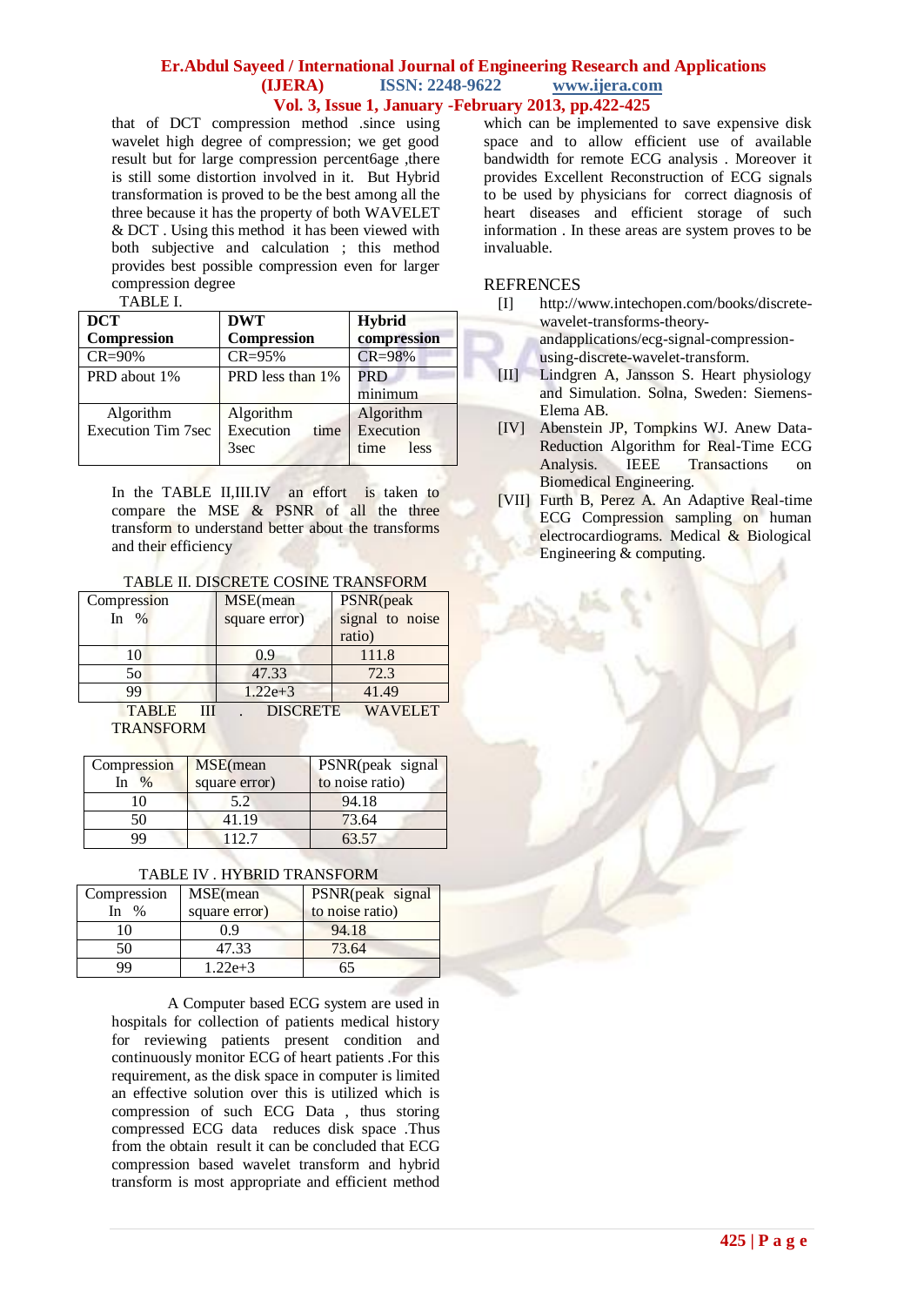that of DCT compression method .since using wavelet high degree of compression; we get good result but for large compression percent6age ,there is still some distortion involved in it. But Hybrid transformation is proved to be the best among all the three because it has the property of both WAVELET & DCT . Using this method it has been viewed with both subjective and calculation ; this method provides best possible compression even for larger compression degree

TABLE I.

| **DCT Compression** | **DWT Compression** | **Hybrid compression** |
|---|---|---|
| CR=90% | CR=95% | CR=98% |
| PRD about 1% | PRD less than 1% | PRD minimum |
| Algorithm Execution Tim 7sec | Algorithm Execution time 3sec | Algorithm Execution time less |

In the TABLE II,III.IV an effort is taken to compare the MSE & PSNR of all the three transform to understand better about the transforms and their efficiency

TABLE II. DISCRETE COSINE TRANSFORM

| Compression In % | MSE(mean square error) | PSNR(peak signal to noise ratio) |
|---|---|---|
| 10 | 0.9 | 111.8 |
| 5o | 47.33 | 72.3 |
| 99 | 1.22e+3 | 41.49 |

TABLE III . DISCRETE WAVELET TRANSFORM

| Compression In % | MSE(mean square error) | PSNR(peak signal to noise ratio) |
|---|---|---|
| 10 | 5.2 | 94.18 |
| 50 | 41.19 | 73.64 |
| 99 | 112.7 | 63.57 |

TABLE IV . HYBRID TRANSFORM

| Compression In % | MSE(mean square error) | PSNR(peak signal to noise ratio) |
|---|---|---|
| 10 | 0.9 | 94.18 |
| 50 | 47.33 | 73.64 |
| 99 | 1.22e+3 | 65 |

A Computer based ECG system are used in hospitals for collection of patients medical history for reviewing patients present condition and continuously monitor ECG of heart patients .For this requirement, as the disk space in computer is limited an effective solution over this is utilized which is compression of such ECG Data , thus storing compressed ECG data reduces disk space .Thus from the obtain result it can be concluded that ECG compression based wavelet transform and hybrid transform is most appropriate and efficient method which can be implemented to save expensive disk space and to allow efficient use of available bandwidth for remote ECG analysis . Moreover it provides Excellent Reconstruction of ECG signals to be used by physicians for correct diagnosis of heart diseases and efficient storage of such information . In these areas are system proves to be invaluable.

## REFRENCES

[I] http://www.intechopen.com/books/discrete-wavelet-transforms-theory-andapplications/ecg-signal-compression-using-discrete-wavelet-transform.

[II] Lindgren A, Jansson S. Heart physiology and Simulation. Solna, Sweden: Siemens-Elema AB.

[IV] Abenstein JP, Tompkins WJ. Anew Data-Reduction Algorithm for Real-Time ECG Analysis. IEEE Transactions on Biomedical Engineering.

[VII] Furth B, Perez A. An Adaptive Real-time ECG Compression sampling on human electrocardiograms. Medical & Biological Engineering & computing.